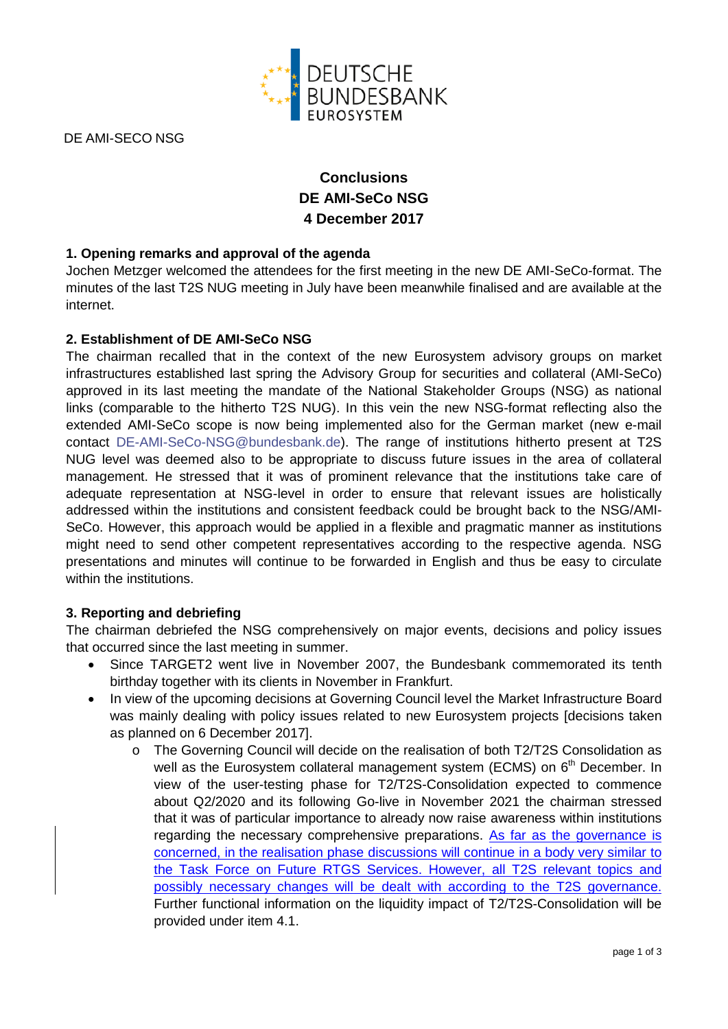DE AMI-SECO NSG

# Conclusions
# DE AMI-SeCo NSG
# 4 December 2017

## 1. Opening remarks and approval of the agenda

Jochen Metzger welcomed the attendees for the first meeting in the new DE AMI-SeCo-format. The minutes of the last T2S NUG meeting in July have been meanwhile finalised and are available at the internet.

## 2. Establishment of DE AMI-SeCo NSG

The chairman recalled that in the context of the new Eurosystem advisory groups on market infrastructures established last spring the Advisory Group for securities and collateral (AMI-SeCo) approved in its last meeting the mandate of the National Stakeholder Groups (NSG) as national links (comparable to the hitherto T2S NUG). In this vein the new NSG-format reflecting also the extended AMI-SeCo scope is now being implemented also for the German market (new e-mail contact DE-AMI-SeCo-NSG@bundesbank.de). The range of institutions hitherto present at T2S NUG level was deemed also to be appropriate to discuss future issues in the area of collateral management. He stressed that it was of prominent relevance that the institutions take care of adequate representation at NSG-level in order to ensure that relevant issues are holistically addressed within the institutions and consistent feedback could be brought back to the NSG/AMI-SeCo. However, this approach would be applied in a flexible and pragmatic manner as institutions might need to send other competent representatives according to the respective agenda. NSG presentations and minutes will continue to be forwarded in English and thus be easy to circulate within the institutions.

## 3. Reporting and debriefing

The chairman debriefed the NSG comprehensively on major events, decisions and policy issues that occurred since the last meeting in summer.

- Since TARGET2 went live in November 2007, the Bundesbank commemorated its tenth birthday together with its clients in November in Frankfurt.
- In view of the upcoming decisions at Governing Council level the Market Infrastructure Board was mainly dealing with policy issues related to new Eurosystem projects [decisions taken as planned on 6 December 2017].
    - The Governing Council will decide on the realisation of both T2/T2S Consolidation as well as the Eurosystem collateral management system (ECMS) on 6th December. In view of the user-testing phase for T2/T2S-Consolidation expected to commence about Q2/2020 and its following Go-live in November 2021 the chairman stressed that it was of particular importance to already now raise awareness within institutions regarding the necessary comprehensive preparations. As far as the governance is concerned, in the realisation phase discussions will continue in a body very similar to the Task Force on Future RTGS Services. However, all T2S relevant topics and possibly necessary changes will be dealt with according to the T2S governance. Further functional information on the liquidity impact of T2/T2S-Consolidation will be provided under item 4.1.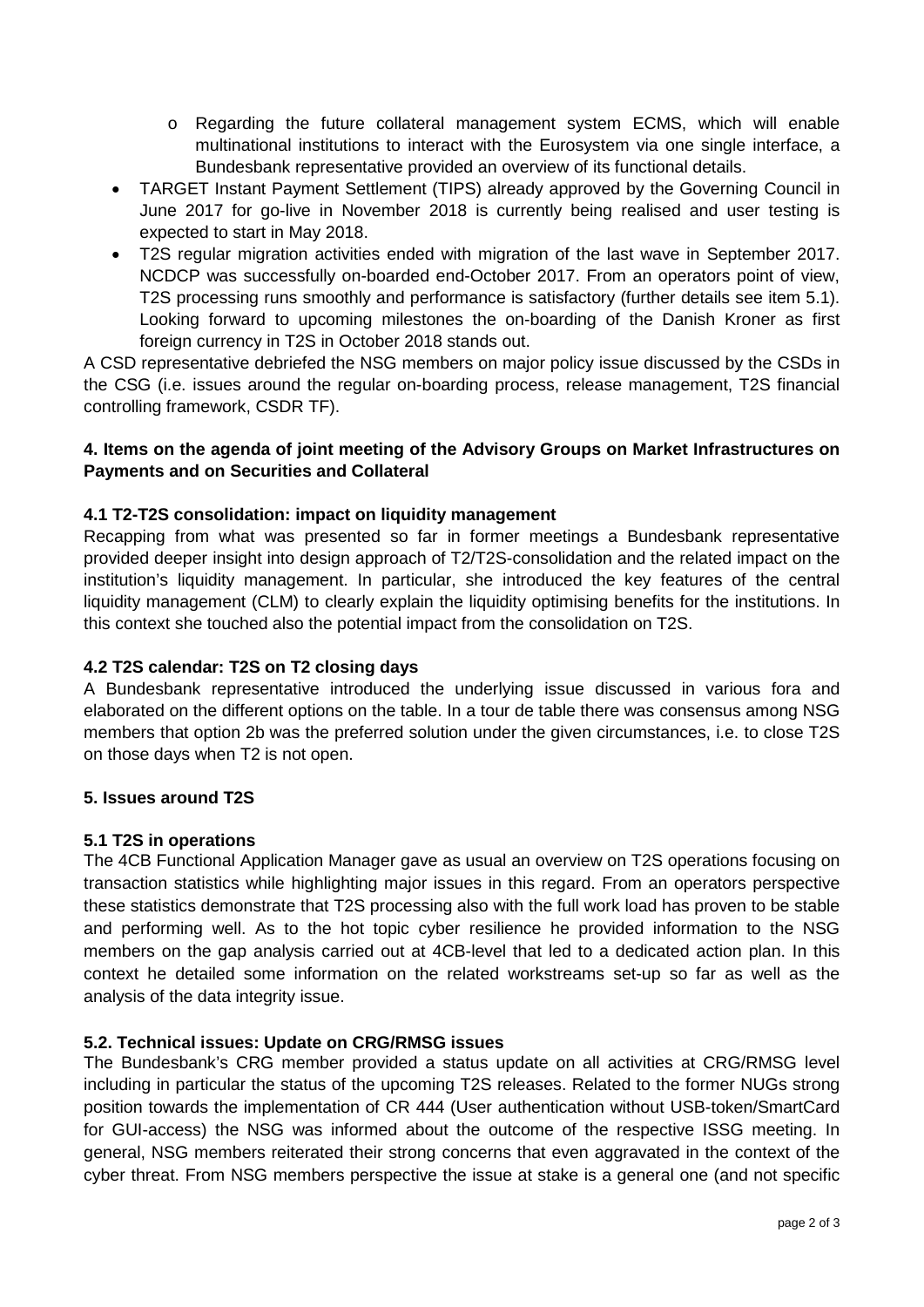- Regarding the future collateral management system ECMS, which will enable multinational institutions to interact with the Eurosystem via one single interface, a Bundesbank representative provided an overview of its functional details.
- TARGET Instant Payment Settlement (TIPS) already approved by the Governing Council in June 2017 for go-live in November 2018 is currently being realised and user testing is expected to start in May 2018.
- T2S regular migration activities ended with migration of the last wave in September 2017. NCDCP was successfully on-boarded end-October 2017. From an operators point of view, T2S processing runs smoothly and performance is satisfactory (further details see item 5.1). Looking forward to upcoming milestones the on-boarding of the Danish Kroner as first foreign currency in T2S in October 2018 stands out.

A CSD representative debriefed the NSG members on major policy issue discussed by the CSDs in the CSG (i.e. issues around the regular on-boarding process, release management, T2S financial controlling framework, CSDR TF).

**4. Items on the agenda of joint meeting of the Advisory Groups on Market Infrastructures on Payments and on Securities and Collateral**

**4.1 T2-T2S consolidation: impact on liquidity management**

Recapping from what was presented so far in former meetings a Bundesbank representative provided deeper insight into design approach of T2/T2S-consolidation and the related impact on the institution's liquidity management. In particular, she introduced the key features of the central liquidity management (CLM) to clearly explain the liquidity optimising benefits for the institutions. In this context she touched also the potential impact from the consolidation on T2S.

**4.2 T2S calendar: T2S on T2 closing days**

A Bundesbank representative introduced the underlying issue discussed in various fora and elaborated on the different options on the table. In a tour de table there was consensus among NSG members that option 2b was the preferred solution under the given circumstances, i.e. to close T2S on those days when T2 is not open.

**5. Issues around T2S**

**5.1 T2S in operations**

The 4CB Functional Application Manager gave as usual an overview on T2S operations focusing on transaction statistics while highlighting major issues in this regard. From an operators perspective these statistics demonstrate that T2S processing also with the full work load has proven to be stable and performing well. As to the hot topic cyber resilience he provided information to the NSG members on the gap analysis carried out at 4CB-level that led to a dedicated action plan. In this context he detailed some information on the related workstreams set-up so far as well as the analysis of the data integrity issue.

**5.2. Technical issues: Update on CRG/RMSG issues**

The Bundesbank's CRG member provided a status update on all activities at CRG/RMSG level including in particular the status of the upcoming T2S releases. Related to the former NUGs strong position towards the implementation of CR 444 (User authentication without USB-token/SmartCard for GUI-access) the NSG was informed about the outcome of the respective ISSG meeting. In general, NSG members reiterated their strong concerns that even aggravated in the context of the cyber threat. From NSG members perspective the issue at stake is a general one (and not specific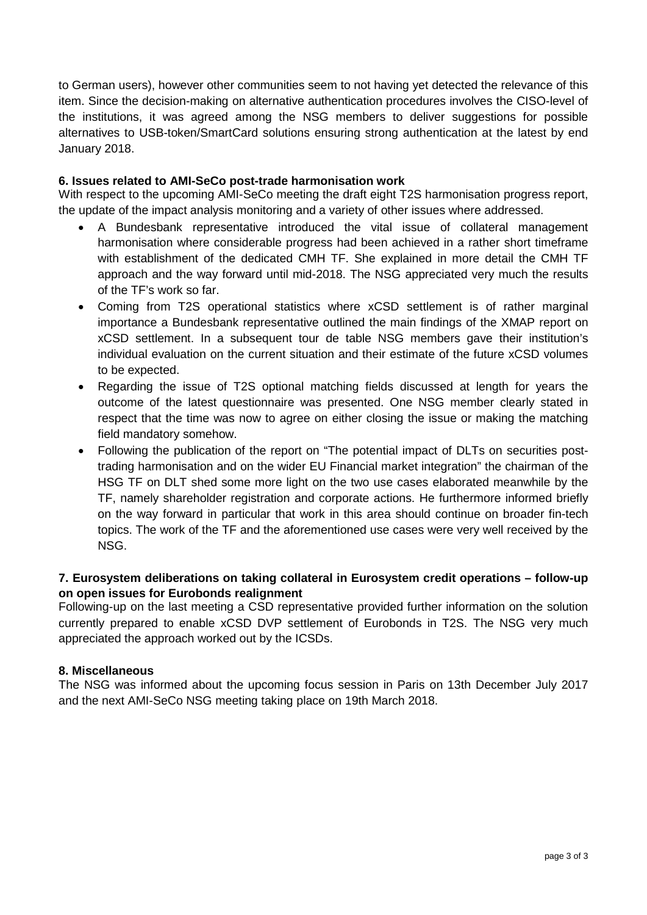to German users), however other communities seem to not having yet detected the relevance of this item. Since the decision-making on alternative authentication procedures involves the CISO-level of the institutions, it was agreed among the NSG members to deliver suggestions for possible alternatives to USB-token/SmartCard solutions ensuring strong authentication at the latest by end January 2018.

**6. Issues related to AMI-SeCo post-trade harmonisation work**

With respect to the upcoming AMI-SeCo meeting the draft eight T2S harmonisation progress report, the update of the impact analysis monitoring and a variety of other issues where addressed.

- A Bundesbank representative introduced the vital issue of collateral management harmonisation where considerable progress had been achieved in a rather short timeframe with establishment of the dedicated CMH TF. She explained in more detail the CMH TF approach and the way forward until mid-2018. The NSG appreciated very much the results of the TF's work so far.
- Coming from T2S operational statistics where xCSD settlement is of rather marginal importance a Bundesbank representative outlined the main findings of the XMAP report on xCSD settlement. In a subsequent tour de table NSG members gave their institution's individual evaluation on the current situation and their estimate of the future xCSD volumes to be expected.
- Regarding the issue of T2S optional matching fields discussed at length for years the outcome of the latest questionnaire was presented. One NSG member clearly stated in respect that the time was now to agree on either closing the issue or making the matching field mandatory somehow.
- Following the publication of the report on "The potential impact of DLTs on securities post-trading harmonisation and on the wider EU Financial market integration" the chairman of the HSG TF on DLT shed some more light on the two use cases elaborated meanwhile by the TF, namely shareholder registration and corporate actions. He furthermore informed briefly on the way forward in particular that work in this area should continue on broader fin-tech topics. The work of the TF and the aforementioned use cases were very well received by the NSG.

**7. Eurosystem deliberations on taking collateral in Eurosystem credit operations – follow-up on open issues for Eurobonds realignment**

Following-up on the last meeting a CSD representative provided further information on the solution currently prepared to enable xCSD DVP settlement of Eurobonds in T2S. The NSG very much appreciated the approach worked out by the ICSDs.

**8. Miscellaneous**

The NSG was informed about the upcoming focus session in Paris on 13th December July 2017 and the next AMI-SeCo NSG meeting taking place on 19th March 2018.